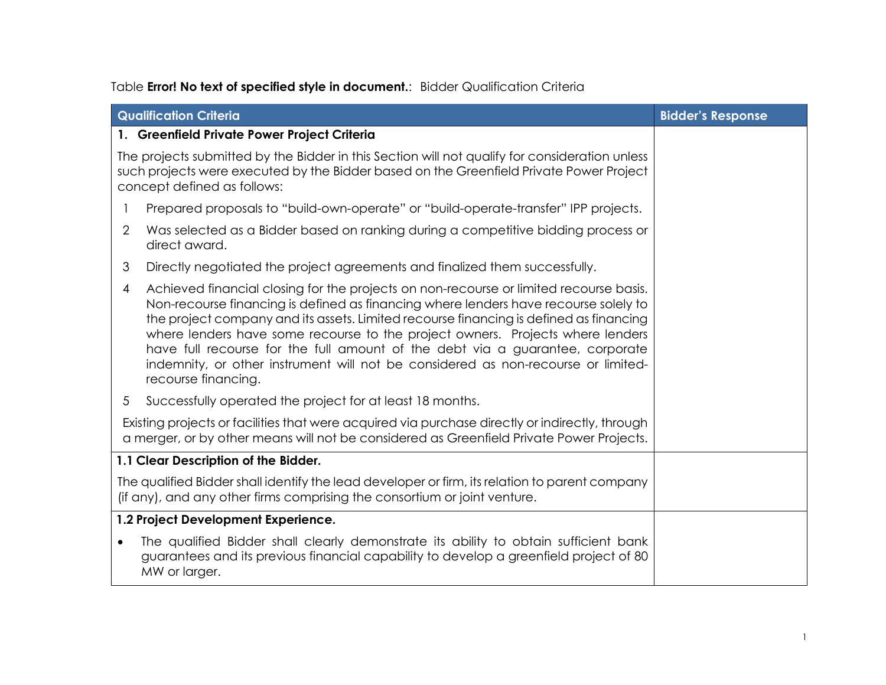Table **Error! No text of specified style in document.**: Bidder Qualification Criteria

| Qualification Criteria | Bidder's Response |
| --- | --- |
| **1. Greenfield Private Power Project Criteria**<br><br>The projects submitted by the Bidder in this Section will not qualify for consideration unless such projects were executed by the Bidder based on the Greenfield Private Power Project concept defined as follows:<br><br>1 Prepared proposals to "build-own-operate" or "build-operate-transfer" IPP projects.<br><br>2 Was selected as a Bidder based on ranking during a competitive bidding process or direct award.<br><br>3 Directly negotiated the project agreements and finalized them successfully.<br><br>4 Achieved financial closing for the projects on non-recourse or limited recourse basis. Non-recourse financing is defined as financing where lenders have recourse solely to the project company and its assets. Limited recourse financing is defined as financing where lenders have some recourse to the project owners. Projects where lenders have full recourse for the full amount of the debt via a guarantee, corporate indemnity, or other instrument will not be considered as non-recourse or limited-recourse financing.<br><br>5 Successfully operated the project for at least 18 months.<br><br>Existing projects or facilities that were acquired via purchase directly or indirectly, through a merger, or by other means will not be considered as Greenfield Private Power Projects. | |
| **1.1 Clear Description of the Bidder.**<br><br>The qualified Bidder shall identify the lead developer or firm, its relation to parent company (if any), and any other firms comprising the consortium or joint venture. | |
| **1.2 Project Development Experience.**<br><br>• The qualified Bidder shall clearly demonstrate its ability to obtain sufficient bank guarantees and its previous financial capability to develop a greenfield project of 80 MW or larger. | |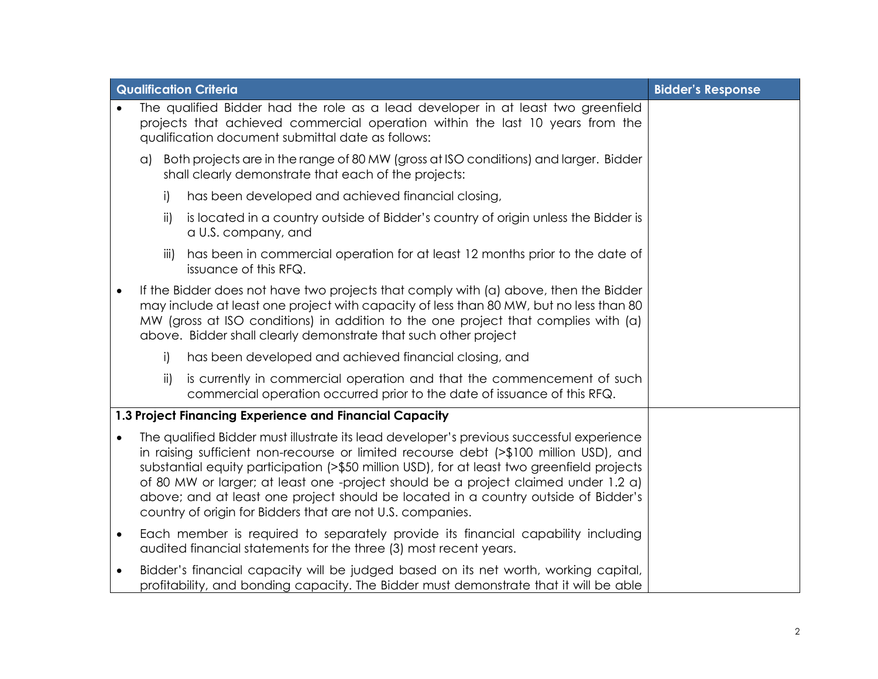| Qualification Criteria | Bidder's Response |
|---|---|
| • The qualified Bidder had the role as a lead developer in at least two greenfield projects that achieved commercial operation within the last 10 years from the qualification document submittal date as follows:<br><br>a) Both projects are in the range of 80 MW (gross at ISO conditions) and larger. Bidder shall clearly demonstrate that each of the projects:<br><br>i) has been developed and achieved financial closing,<br><br>ii) is located in a country outside of Bidder's country of origin unless the Bidder is a U.S. company, and<br><br>iii) has been in commercial operation for at least 12 months prior to the date of issuance of this RFQ.<br><br>• If the Bidder does not have two projects that comply with (a) above, then the Bidder may include at least one project with capacity of less than 80 MW, but no less than 80 MW (gross at ISO conditions) in addition to the one project that complies with (a) above. Bidder shall clearly demonstrate that such other project<br><br>i) has been developed and achieved financial closing, and<br><br>ii) is currently in commercial operation and that the commencement of such commercial operation occurred prior to the date of issuance of this RFQ. | |
| **1.3 Project Financing Experience and Financial Capacity**<br><br>• The qualified Bidder must illustrate its lead developer's previous successful experience in raising sufficient non-recourse or limited recourse debt (>$100 million USD), and substantial equity participation (>$50 million USD), for at least two greenfield projects of 80 MW or larger; at least one -project should be a project claimed under 1.2 a) above; and at least one project should be located in a country outside of Bidder's country of origin for Bidders that are not U.S. companies.<br><br>• Each member is required to separately provide its financial capability including audited financial statements for the three (3) most recent years.<br><br>• Bidder's financial capacity will be judged based on its net worth, working capital, profitability, and bonding capacity. The Bidder must demonstrate that it will be able | |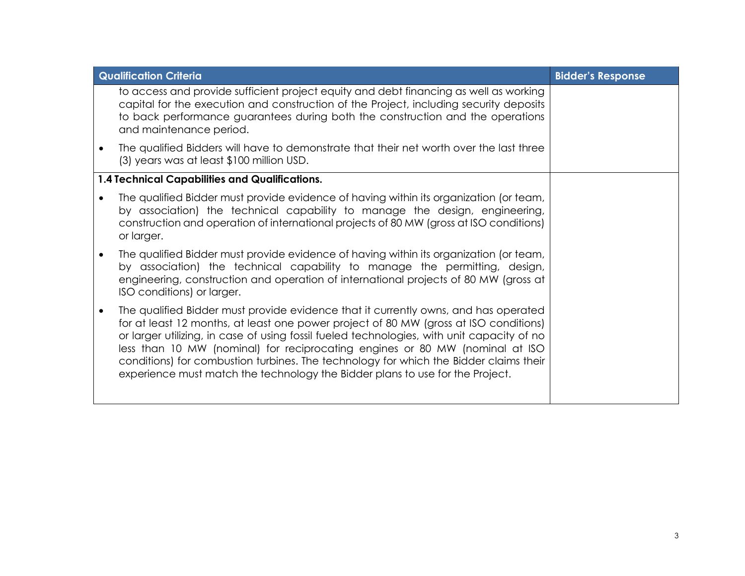| Qualification Criteria | Bidder's Response |
| --- | --- |
| to access and provide sufficient project equity and debt financing as well as working capital for the execution and construction of the Project, including security deposits to back performance guarantees during both the construction and the operations and maintenance period.<br>• The qualified Bidders will have to demonstrate that their net worth over the last three (3) years was at least $100 million USD. | |
| **1.4 Technical Capabilities and Qualifications.**<br>• The qualified Bidder must provide evidence of having within its organization (or team, by association) the technical capability to manage the design, engineering, construction and operation of international projects of 80 MW (gross at ISO conditions) or larger.<br>• The qualified Bidder must provide evidence of having within its organization (or team, by association) the technical capability to manage the permitting, design, engineering, construction and operation of international projects of 80 MW (gross at ISO conditions) or larger.<br>• The qualified Bidder must provide evidence that it currently owns, and has operated for at least 12 months, at least one power project of 80 MW (gross at ISO conditions) or larger utilizing, in case of using fossil fueled technologies, with unit capacity of no less than 10 MW (nominal) for reciprocating engines or 80 MW (nominal at ISO conditions) for combustion turbines. The technology for which the Bidder claims their experience must match the technology the Bidder plans to use for the Project. | |